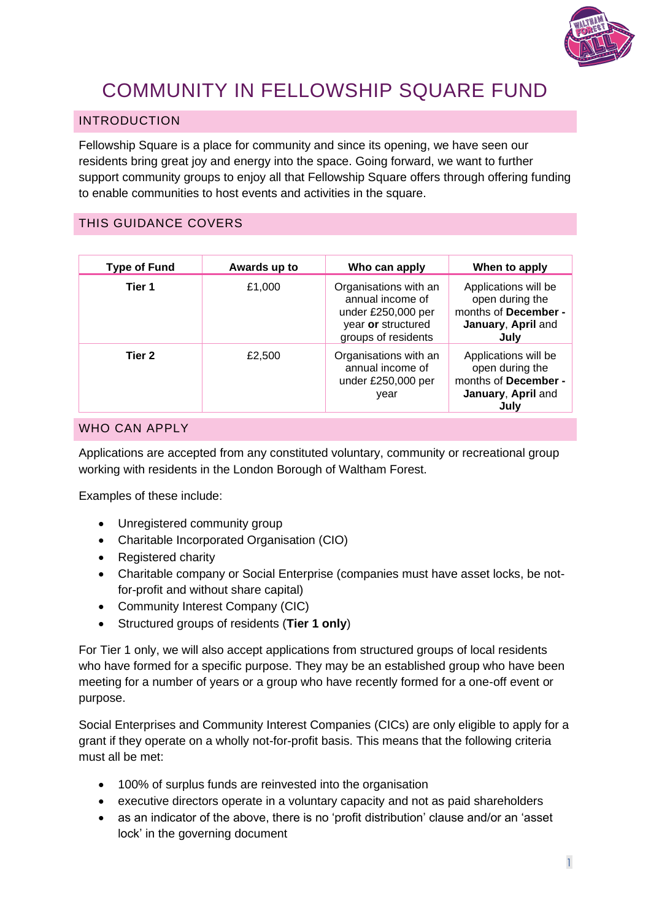# COMMUNITY IN FELLOWSHIP SQUARE FUND

## INTRODUCTION

Fellowship Square is a place for community and since its opening, we have seen our residents bring great joy and energy into the space. Going forward, we want to further support community groups to enjoy all that Fellowship Square offers through offering funding to enable communities to host events and activities in the square.

## THIS GUIDANCE COVERS

| Type of Fund | Awards up to | Who can apply | When to apply |
|---|---|---|---|
| **Tier 1** | £1,000 | Organisations with an annual income of under £250,000 per year **or** structured groups of residents | Applications will be open during the months of **December - January**, **April** and **July** |
| **Tier 2** | £2,500 | Organisations with an annual income of under £250,000 per year | Applications will be open during the months of **December - January**, **April** and **July** |

## WHO CAN APPLY

Applications are accepted from any constituted voluntary, community or recreational group working with residents in the London Borough of Waltham Forest.

Examples of these include:

- Unregistered community group
- Charitable Incorporated Organisation (CIO)
- Registered charity
- Charitable company or Social Enterprise (companies must have asset locks, be not-for-profit and without share capital)
- Community Interest Company (CIC)
- Structured groups of residents (**Tier 1 only**)

For Tier 1 only, we will also accept applications from structured groups of local residents who have formed for a specific purpose. They may be an established group who have been meeting for a number of years or a group who have recently formed for a one-off event or purpose.

Social Enterprises and Community Interest Companies (CICs) are only eligible to apply for a grant if they operate on a wholly not-for-profit basis. This means that the following criteria must all be met:

- 100% of surplus funds are reinvested into the organisation
- executive directors operate in a voluntary capacity and not as paid shareholders
- as an indicator of the above, there is no 'profit distribution' clause and/or an 'asset lock' in the governing document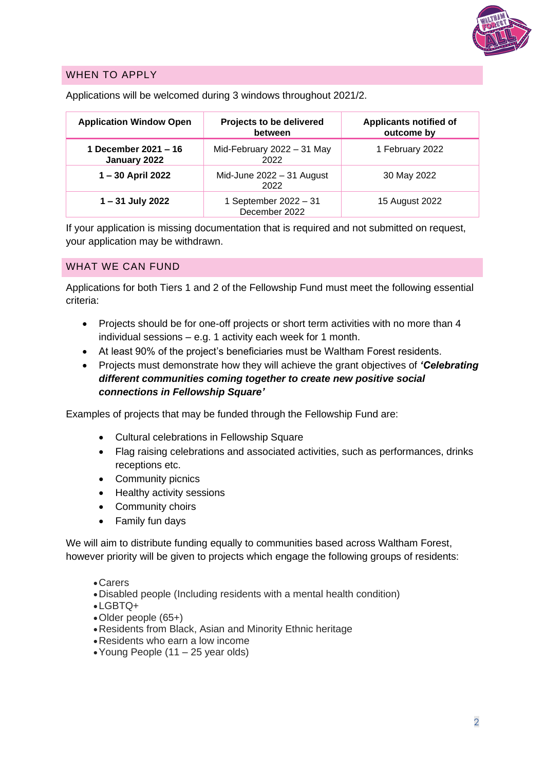## WHEN TO APPLY

Applications will be welcomed during 3 windows throughout 2021/2.

| Application Window Open | Projects to be delivered between | Applicants notified of outcome by |
|---|---|---|
| **1 December 2021 – 16 January 2022** | Mid-February 2022 – 31 May 2022 | 1 February 2022 |
| **1 – 30 April 2022** | Mid-June 2022 – 31 August 2022 | 30 May 2022 |
| **1 – 31 July 2022** | 1 September 2022 – 31 December 2022 | 15 August 2022 |

If your application is missing documentation that is required and not submitted on request, your application may be withdrawn.

## WHAT WE CAN FUND

Applications for both Tiers 1 and 2 of the Fellowship Fund must meet the following essential criteria:

- Projects should be for one-off projects or short term activities with no more than 4 individual sessions – e.g. 1 activity each week for 1 month.
- At least 90% of the project's beneficiaries must be Waltham Forest residents.
- Projects must demonstrate how they will achieve the grant objectives of ***'Celebrating different communities coming together to create new positive social connections in Fellowship Square'***

Examples of projects that may be funded through the Fellowship Fund are:

- Cultural celebrations in Fellowship Square
- Flag raising celebrations and associated activities, such as performances, drinks receptions etc.
- Community picnics
- Healthy activity sessions
- Community choirs
- Family fun days

We will aim to distribute funding equally to communities based across Waltham Forest, however priority will be given to projects which engage the following groups of residents:

- Carers
- Disabled people (Including residents with a mental health condition)
- LGBTQ+
- Older people (65+)
- Residents from Black, Asian and Minority Ethnic heritage
- Residents who earn a low income
- Young People (11 – 25 year olds)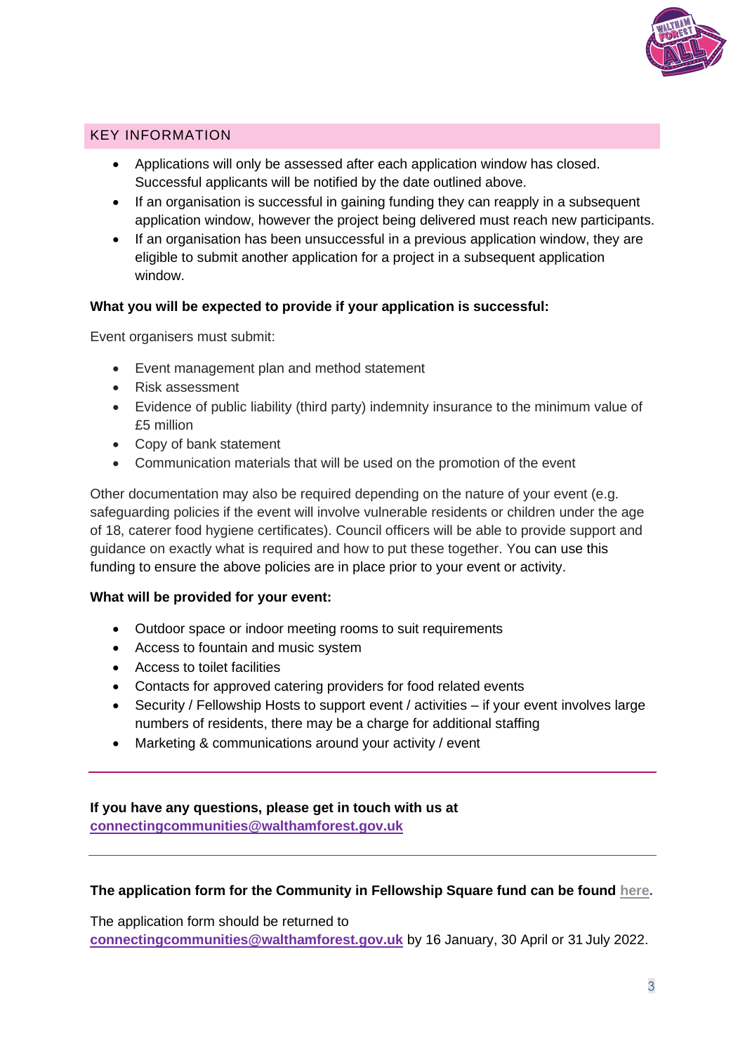## KEY INFORMATION

- Applications will only be assessed after each application window has closed. Successful applicants will be notified by the date outlined above.
- If an organisation is successful in gaining funding they can reapply in a subsequent application window, however the project being delivered must reach new participants.
- If an organisation has been unsuccessful in a previous application window, they are eligible to submit another application for a project in a subsequent application window.

**What you will be expected to provide if your application is successful:**

Event organisers must submit:

- Event management plan and method statement
- Risk assessment
- Evidence of public liability (third party) indemnity insurance to the minimum value of £5 million
- Copy of bank statement
- Communication materials that will be used on the promotion of the event

Other documentation may also be required depending on the nature of your event (e.g. safeguarding policies if the event will involve vulnerable residents or children under the age of 18, caterer food hygiene certificates). Council officers will be able to provide support and guidance on exactly what is required and how to put these together. You can use this funding to ensure the above policies are in place prior to your event or activity.

**What will be provided for your event:**

- Outdoor space or indoor meeting rooms to suit requirements
- Access to fountain and music system
- Access to toilet facilities
- Contacts for approved catering providers for food related events
- Security / Fellowship Hosts to support event / activities – if your event involves large numbers of residents, there may be a charge for additional staffing
- Marketing & communications around your activity / event

---

**If you have any questions, please get in touch with us at [connectingcommunities@walthamforest.gov.uk](mailto:connectingcommunities@walthamforest.gov.uk)**

---

**The application form for the Community in Fellowship Square fund can be found here.**

The application form should be returned to **[connectingcommunities@walthamforest.gov.uk](mailto:connectingcommunities@walthamforest.gov.uk)** by 16 January, 30 April or 31 July 2022.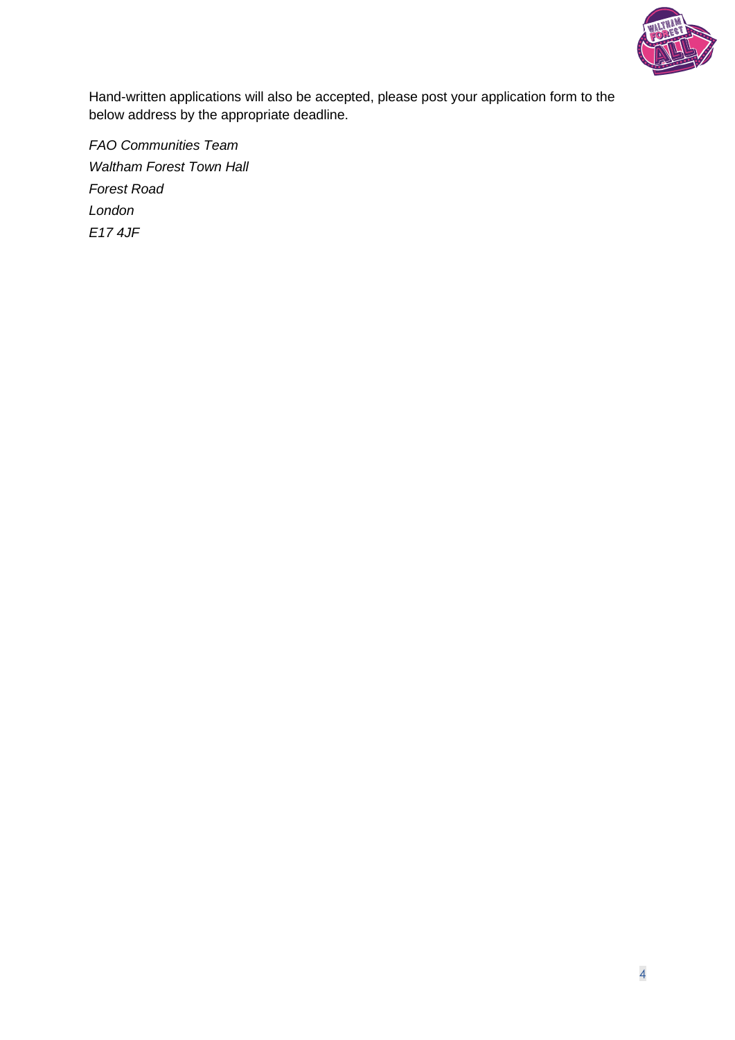Hand-written applications will also be accepted, please post your application form to the below address by the appropriate deadline.

*FAO Communities Team*
*Waltham Forest Town Hall*
*Forest Road*
*London*
*E17 4JF*